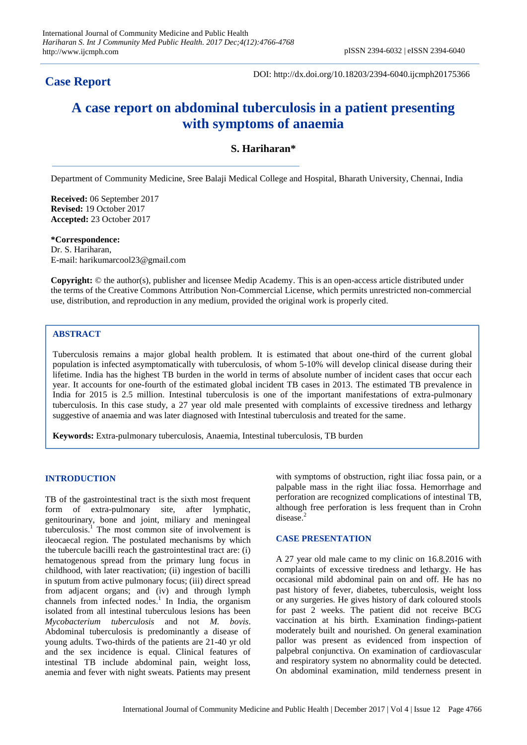## Case Report

DOI: http://dx.doi.org/10.18203/2394-6040.ijcmph20175366

# A case report on abdominal tuberculosis in a patient presenting with symptoms of anaemia

**S. Hariharan***

Department of Community Medicine, Sree Balaji Medical College and Hospital, Bharath University, Chennai, India

**Received:** 06 September 2017
**Revised:** 19 October 2017
**Accepted:** 23 October 2017

***Correspondence:**
Dr. S. Hariharan,
E-mail: harikumarcool23@gmail.com

**Copyright:** © the author(s), publisher and licensee Medip Academy. This is an open-access article distributed under the terms of the Creative Commons Attribution Non-Commercial License, which permits unrestricted non-commercial use, distribution, and reproduction in any medium, provided the original work is properly cited.

## ABSTRACT

Tuberculosis remains a major global health problem. It is estimated that about one-third of the current global population is infected asymptomatically with tuberculosis, of whom 5-10% will develop clinical disease during their lifetime. India has the highest TB burden in the world in terms of absolute number of incident cases that occur each year. It accounts for one-fourth of the estimated global incident TB cases in 2013. The estimated TB prevalence in India for 2015 is 2.5 million. Intestinal tuberculosis is one of the important manifestations of extra-pulmonary tuberculosis. In this case study, a 27 year old male presented with complaints of excessive tiredness and lethargy suggestive of anaemia and was later diagnosed with Intestinal tuberculosis and treated for the same.

**Keywords:** Extra-pulmonary tuberculosis, Anaemia, Intestinal tuberculosis, TB burden

## INTRODUCTION

TB of the gastrointestinal tract is the sixth most frequent form of extra-pulmonary site, after lymphatic, genitourinary, bone and joint, miliary and meningeal tuberculosis.[1] The most common site of involvement is ileocaecal region. The postulated mechanisms by which the tubercule bacilli reach the gastrointestinal tract are: (i) hematogenous spread from the primary lung focus in childhood, with later reactivation; (ii) ingestion of bacilli in sputum from active pulmonary focus; (iii) direct spread from adjacent organs; and (iv) and through lymph channels from infected nodes.[1] In India, the organism isolated from all intestinal tuberculous lesions has been *Mycobacterium tuberculosis* and not *M. bovis*. Abdominal tuberculosis is predominantly a disease of young adults. Two-thirds of the patients are 21-40 yr old and the sex incidence is equal. Clinical features of intestinal TB include abdominal pain, weight loss, anemia and fever with night sweats. Patients may present with symptoms of obstruction, right iliac fossa pain, or a palpable mass in the right iliac fossa. Hemorrhage and perforation are recognized complications of intestinal TB, although free perforation is less frequent than in Crohn disease.[2]

## CASE PRESENTATION

A 27 year old male came to my clinic on 16.8.2016 with complaints of excessive tiredness and lethargy. He has occasional mild abdominal pain on and off. He has no past history of fever, diabetes, tuberculosis, weight loss or any surgeries. He gives history of dark coloured stools for past 2 weeks. The patient did not receive BCG vaccination at his birth. Examination findings-patient moderately built and nourished. On general examination pallor was present as evidenced from inspection of palpebral conjunctiva. On examination of cardiovascular and respiratory system no abnormality could be detected. On abdominal examination, mild tenderness present in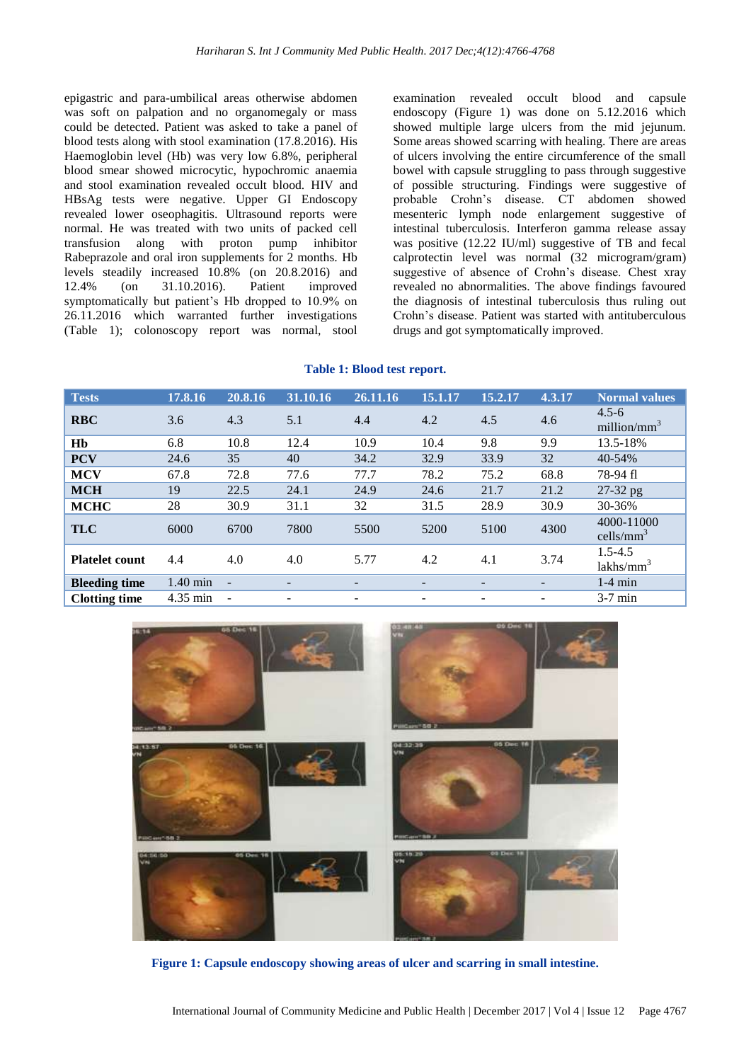epigastric and para-umbilical areas otherwise abdomen was soft on palpation and no organomegaly or mass could be detected. Patient was asked to take a panel of blood tests along with stool examination (17.8.2016). His Haemoglobin level (Hb) was very low 6.8%, peripheral blood smear showed microcytic, hypochromic anaemia and stool examination revealed occult blood. HIV and HBsAg tests were negative. Upper GI Endoscopy revealed lower oseophagitis. Ultrasound reports were normal. He was treated with two units of packed cell transfusion along with proton pump inhibitor Rabeprazole and oral iron supplements for 2 months. Hb levels steadily increased 10.8% (on 20.8.2016) and 12.4% (on 31.10.2016). Patient improved symptomatically but patient's Hb dropped to 10.9% on 26.11.2016 which warranted further investigations (Table 1); colonoscopy report was normal, stool examination revealed occult blood and capsule endoscopy (Figure 1) was done on 5.12.2016 which showed multiple large ulcers from the mid jejunum. Some areas showed scarring with healing. There are areas of ulcers involving the entire circumference of the small bowel with capsule struggling to pass through suggestive of possible structuring. Findings were suggestive of probable Crohn's disease. CT abdomen showed mesenteric lymph node enlargement suggestive of intestinal tuberculosis. Interferon gamma release assay was positive (12.22 IU/ml) suggestive of TB and fecal calprotectin level was normal (32 microgram/gram) suggestive of absence of Crohn's disease. Chest xray revealed no abnormalities. The above findings favoured the diagnosis of intestinal tuberculosis thus ruling out Crohn's disease. Patient was started with antituberculous drugs and got symptomatically improved.

**Table 1: Blood test report.**

| Tests | 17.8.16 | 20.8.16 | 31.10.16 | 26.11.16 | 15.1.17 | 15.2.17 | 4.3.17 | Normal values |
|---|---|---|---|---|---|---|---|---|
| **RBC** | 3.6 | 4.3 | 5.1 | 4.4 | 4.2 | 4.5 | 4.6 | 4.5-6 million/mm$^3$ |
| **Hb** | 6.8 | 10.8 | 12.4 | 10.9 | 10.4 | 9.8 | 9.9 | 13.5-18% |
| **PCV** | 24.6 | 35 | 40 | 34.2 | 32.9 | 33.9 | 32 | 40-54% |
| **MCV** | 67.8 | 72.8 | 77.6 | 77.7 | 78.2 | 75.2 | 68.8 | 78-94 fl |
| **MCH** | 19 | 22.5 | 24.1 | 24.9 | 24.6 | 21.7 | 21.2 | 27-32 pg |
| **MCHC** | 28 | 30.9 | 31.1 | 32 | 31.5 | 28.9 | 30.9 | 30-36% |
| **TLC** | 6000 | 6700 | 7800 | 5500 | 5200 | 5100 | 4300 | 4000-11000 cells/mm$^3$ |
| **Platelet count** | 4.4 | 4.0 | 4.0 | 5.77 | 4.2 | 4.1 | 3.74 | 1.5-4.5 lakhs/mm$^3$ |
| **Bleeding time** | 1.40 min | - | - | - | - | - | - | 1-4 min |
| **Clotting time** | 4.35 min | - | - | - | - | - | - | 3-7 min |

**Figure 1: Capsule endoscopy showing areas of ulcer and scarring in small intestine.**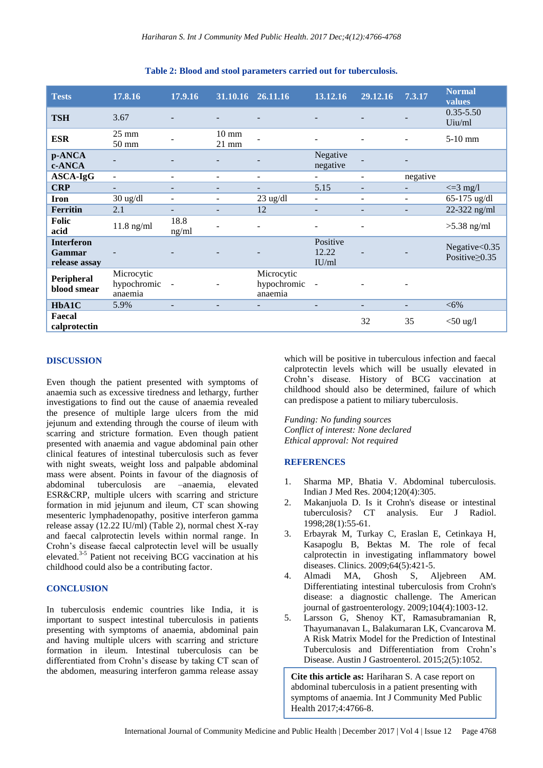**Table 2: Blood and stool parameters carried out for tuberculosis.**

| Tests | 17.8.16 | 17.9.16 | 31.10.16 | 26.11.16 | 13.12.16 | 29.12.16 | 7.3.17 | Normal values |
|---|---|---|---|---|---|---|---|---|
| **TSH** | 3.67 | - | - | - | - | - | - | 0.35-5.50 Uiu/ml |
| **ESR** | 25 mm 50 mm | - | 10 mm 21 mm | - | - | - | - | 5-10 mm |
| **p-ANCA c-ANCA** | - | - | - | - | Negative negative | - | - | |
| **ASCA-IgG** | - | - | - | - | - | - | negative | |
| **CRP** | - | - | - | - | 5.15 | - | - | <=3 mg/l |
| **Iron** | 30 ug/dl | - | - | 23 ug/dl | - | - | - | 65-175 ug/dl |
| **Ferritin** | 2.1 | - | - | 12 | - | - | - | 22-322 ng/ml |
| **Folic acid** | 11.8 ng/ml | 18.8 ng/ml | - | - | - | - | | >5.38 ng/ml |
| **Interferon Gammar release assay** | - | - | - | - | Positive 12.22 IU/ml | - | - | Negative<0.35 Positive≥0.35 |
| **Peripheral blood smear** | Microcytic hypochromic anaemia | - | - | Microcytic hypochromic anaemia | - | - | - | |
| **HbA1C** | 5.9% | - | - | - | - | - | - | <6% |
| **Faecal calprotectin** | | | | | | 32 | 35 | <50 ug/l |

## DISCUSSION

Even though the patient presented with symptoms of anaemia such as excessive tiredness and lethargy, further investigations to find out the cause of anaemia revealed the presence of multiple large ulcers from the mid jejunum and extending through the course of ileum with scarring and stricture formation. Even though patient presented with anaemia and vague abdominal pain other clinical features of intestinal tuberculosis such as fever with night sweats, weight loss and palpable abdominal mass were absent. Points in favour of the diagnosis of abdominal tuberculosis are –anaemia, elevated ESR&CRP, multiple ulcers with scarring and stricture formation in mid jejunum and ileum, CT scan showing mesenteric lymphadenopathy, positive interferon gamma release assay (12.22 IU/ml) (Table 2), normal chest X-ray and faecal calprotectin levels within normal range. In Crohn's disease faecal calprotectin level will be usually elevated.[3-5] Patient not receiving BCG vaccination at his childhood could also be a contributing factor.

## CONCLUSION

In tuberculosis endemic countries like India, it is important to suspect intestinal tuberculosis in patients presenting with symptoms of anaemia, abdominal pain and having multiple ulcers with scarring and stricture formation in ileum. Intestinal tuberculosis can be differentiated from Crohn's disease by taking CT scan of the abdomen, measuring interferon gamma release assay which will be positive in tuberculous infection and faecal calprotectin levels which will be usually elevated in Crohn's disease. History of BCG vaccination at childhood should also be determined, failure of which can predispose a patient to miliary tuberculosis.

*Funding: No funding sources*
*Conflict of interest: None declared*
*Ethical approval: Not required*

## REFERENCES

1. Sharma MP, Bhatia V. Abdominal tuberculosis. Indian J Med Res. 2004;120(4):305.
2. Makanjuola D. Is it Crohn's disease or intestinal tuberculosis? CT analysis. Eur J Radiol. 1998;28(1):55-61.
3. Erbayrak M, Turkay C, Eraslan E, Cetinkaya H, Kasapoglu B, Bektas M. The role of fecal calprotectin in investigating inflammatory bowel diseases. Clinics. 2009;64(5):421-5.
4. Almadi MA, Ghosh S, Aljebreen AM. Differentiating intestinal tuberculosis from Crohn's disease: a diagnostic challenge. The American journal of gastroenterology. 2009;104(4):1003-12.
5. Larsson G, Shenoy KT, Ramasubramanian R, Thayumanavan L, Balakumaran LK, Cvancarova M. A Risk Matrix Model for the Prediction of Intestinal Tuberculosis and Differentiation from Crohn's Disease. Austin J Gastroenterol. 2015;2(5):1052.

**Cite this article as:** Hariharan S. A case report on abdominal tuberculosis in a patient presenting with symptoms of anaemia. Int J Community Med Public Health 2017;4:4766-8.